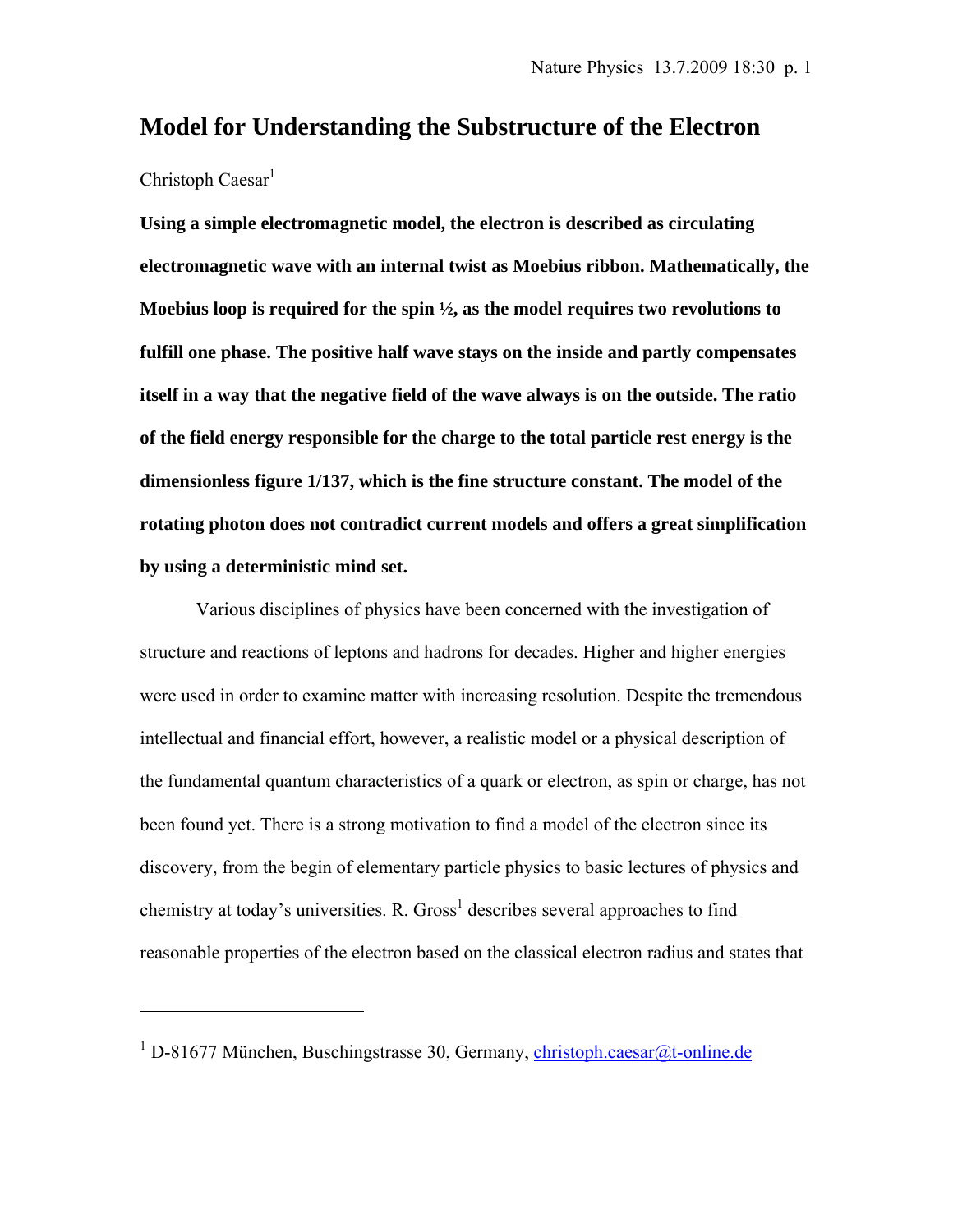# Model for Understanding the Substructure of the Electron

Christoph Caesar[1]

**Using a simple electromagnetic model, the electron is described as circulating electromagnetic wave with an internal twist as Moebius ribbon. Mathematically, the Moebius loop is required for the spin ½, as the model requires two revolutions to fulfill one phase. The positive half wave stays on the inside and partly compensates itself in a way that the negative field of the wave always is on the outside. The ratio of the field energy responsible for the charge to the total particle rest energy is the dimensionless figure 1/137, which is the fine structure constant. The model of the rotating photon does not contradict current models and offers a great simplification by using a deterministic mind set.**

Various disciplines of physics have been concerned with the investigation of structure and reactions of leptons and hadrons for decades. Higher and higher energies were used in order to examine matter with increasing resolution. Despite the tremendous intellectual and financial effort, however, a realistic model or a physical description of the fundamental quantum characteristics of a quark or electron, as spin or charge, has not been found yet. There is a strong motivation to find a model of the electron since its discovery, from the begin of elementary particle physics to basic lectures of physics and chemistry at today's universities. R. Gross[1] describes several approaches to find reasonable properties of the electron based on the classical electron radius and states that

---

[1] D-81677 München, Buschingstrasse 30, Germany, christoph.caesar@t-online.de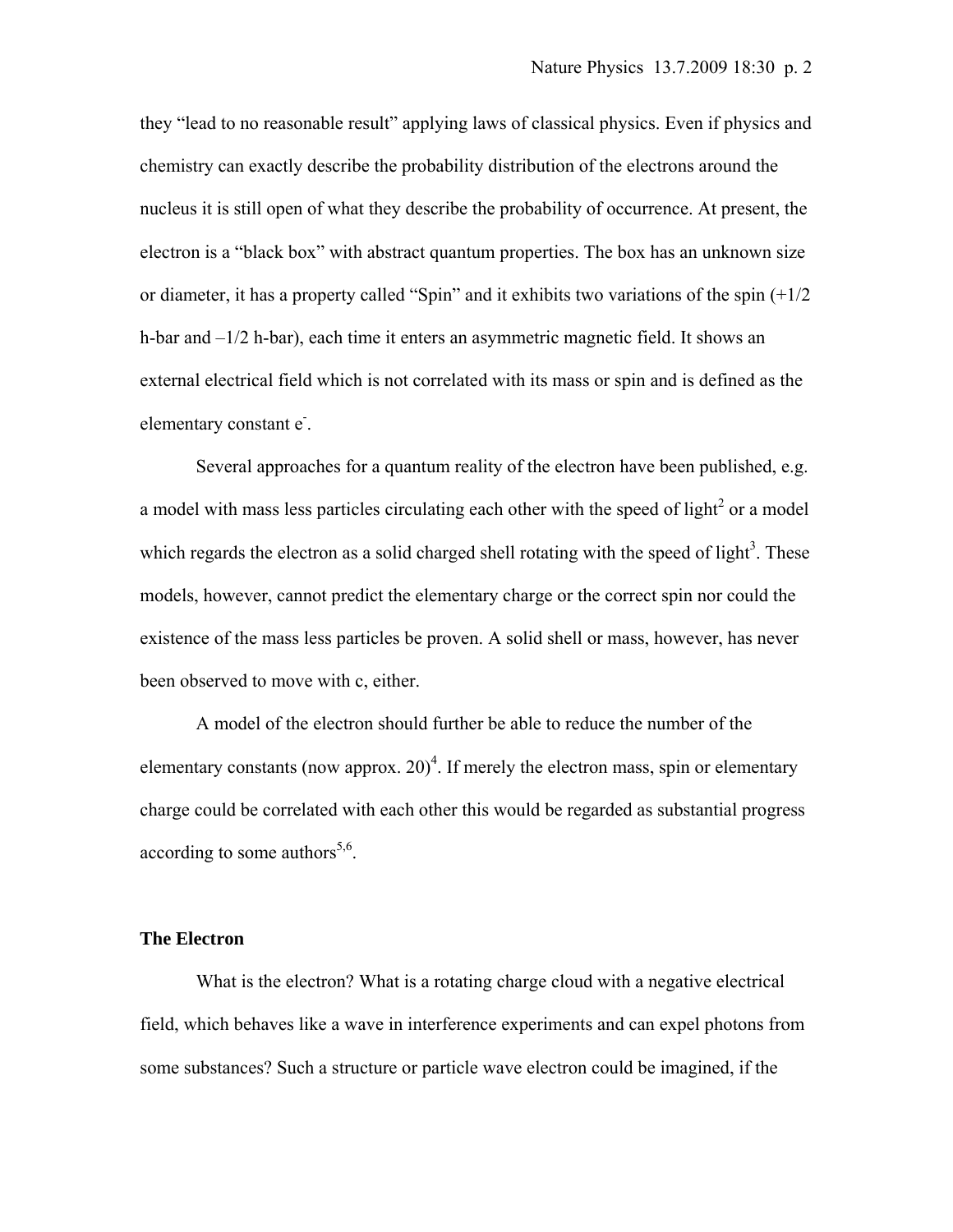they “lead to no reasonable result” applying laws of classical physics. Even if physics and chemistry can exactly describe the probability distribution of the electrons around the nucleus it is still open of what they describe the probability of occurrence. At present, the electron is a “black box” with abstract quantum properties. The box has an unknown size or diameter, it has a property called “Spin” and it exhibits two variations of the spin (+1/2 h-bar and –1/2 h-bar), each time it enters an asymmetric magnetic field. It shows an external electrical field which is not correlated with its mass or spin and is defined as the elementary constant $e^-$.

Several approaches for a quantum reality of the electron have been published, e.g. a model with mass less particles circulating each other with the speed of light[2] or a model which regards the electron as a solid charged shell rotating with the speed of light[3]. These models, however, cannot predict the elementary charge or the correct spin nor could the existence of the mass less particles be proven. A solid shell or mass, however, has never been observed to move with c, either.

A model of the electron should further be able to reduce the number of the elementary constants (now approx. 20)[4]. If merely the electron mass, spin or elementary charge could be correlated with each other this would be regarded as substantial progress according to some authors[5,6].

## The Electron

What is the electron? What is a rotating charge cloud with a negative electrical field, which behaves like a wave in interference experiments and can expel photons from some substances? Such a structure or particle wave electron could be imagined, if the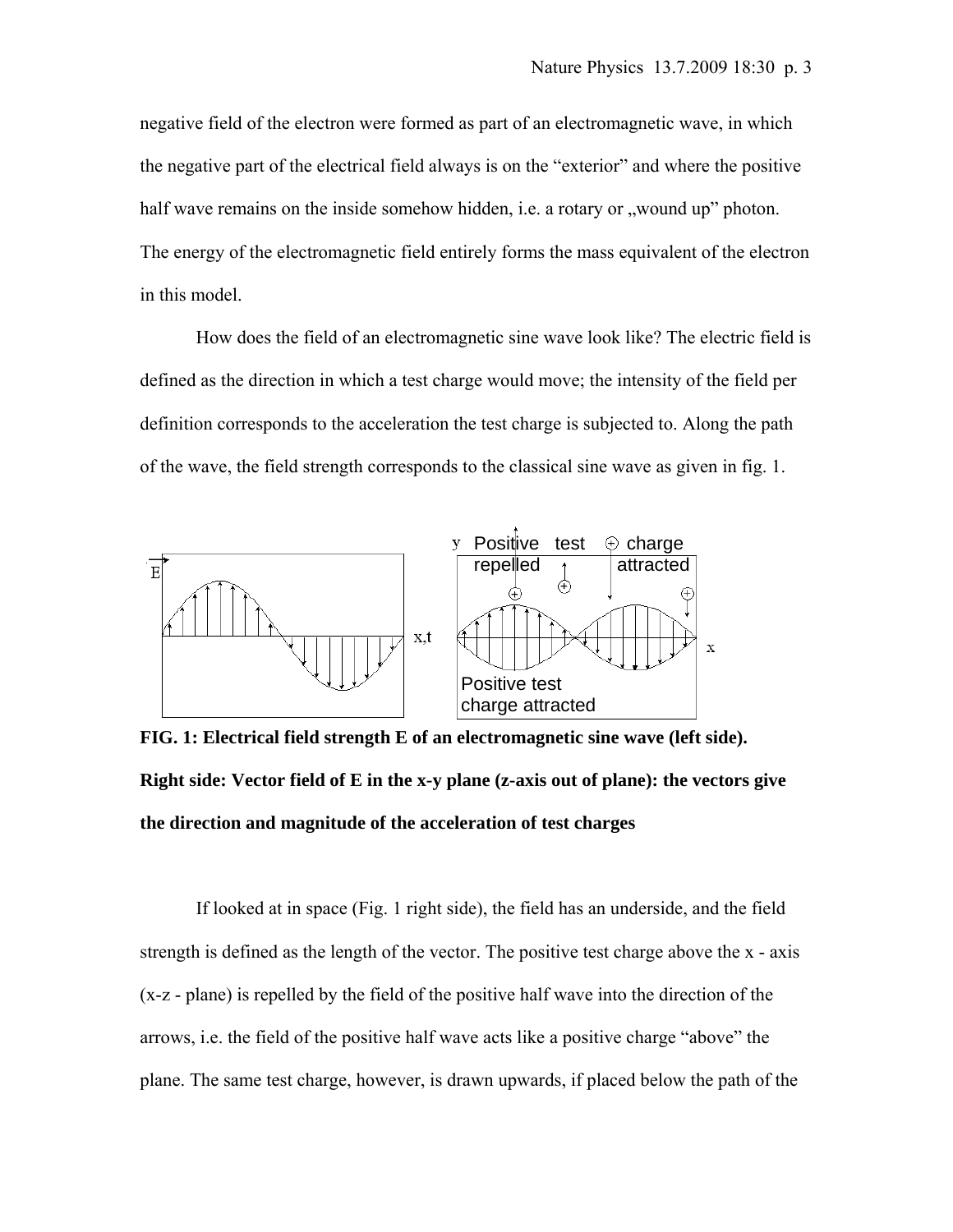negative field of the electron were formed as part of an electromagnetic wave, in which the negative part of the electrical field always is on the "exterior" and where the positive half wave remains on the inside somehow hidden, i.e. a rotary or „wound up" photon. The energy of the electromagnetic field entirely forms the mass equivalent of the electron in this model.

How does the field of an electromagnetic sine wave look like? The electric field is defined as the direction in which a test charge would move; the intensity of the field per definition corresponds to the acceleration the test charge is subjected to. Along the path of the wave, the field strength corresponds to the classical sine wave as given in fig. 1.

**FIG. 1: Electrical field strength E of an electromagnetic sine wave (left side). Right side: Vector field of E in the x-y plane (z-axis out of plane): the vectors give the direction and magnitude of the acceleration of test charges**

If looked at in space (Fig. 1 right side), the field has an underside, and the field strength is defined as the length of the vector. The positive test charge above the x - axis (x-z - plane) is repelled by the field of the positive half wave into the direction of the arrows, i.e. the field of the positive half wave acts like a positive charge "above" the plane. The same test charge, however, is drawn upwards, if placed below the path of the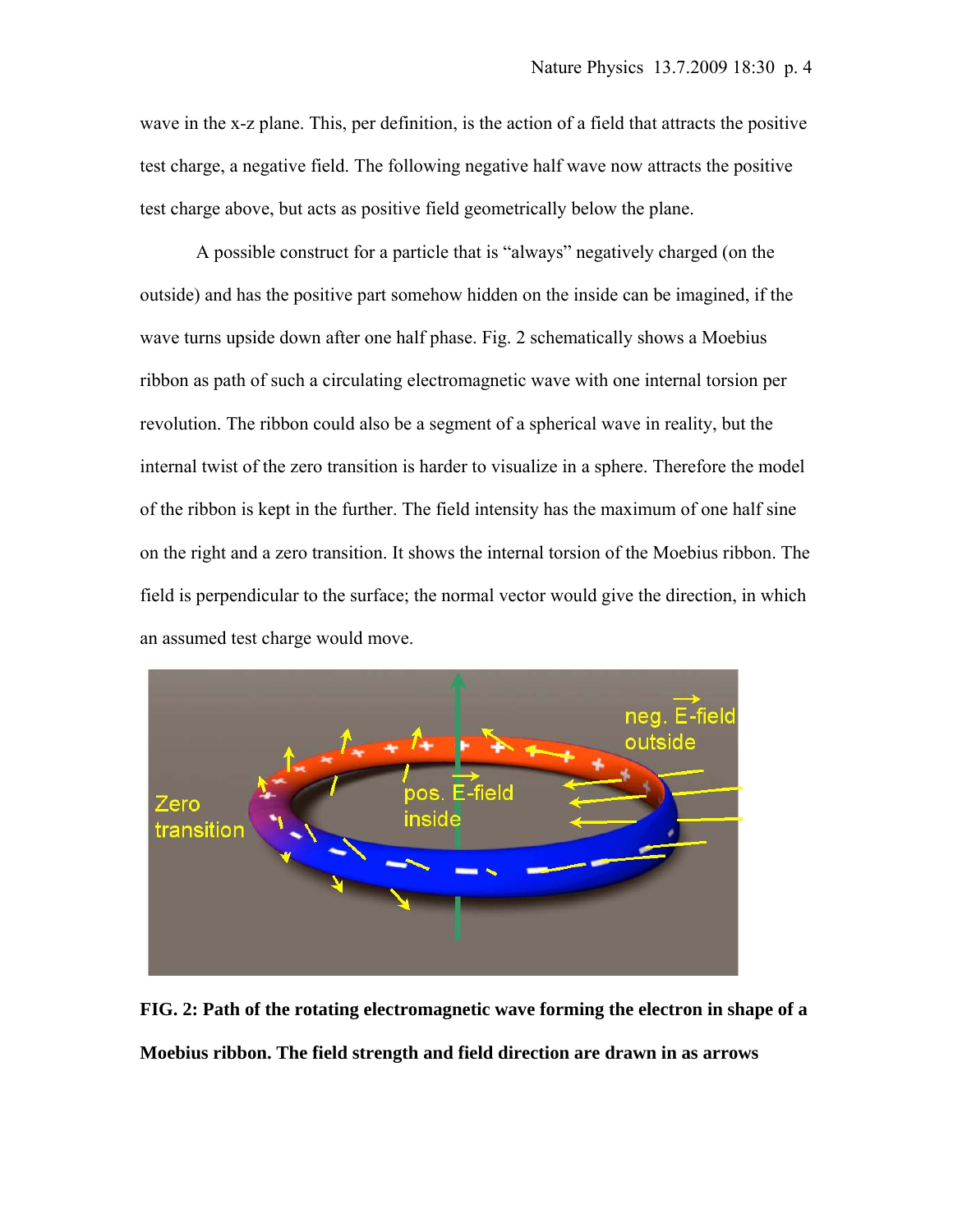wave in the x-z plane. This, per definition, is the action of a field that attracts the positive test charge, a negative field. The following negative half wave now attracts the positive test charge above, but acts as positive field geometrically below the plane.

A possible construct for a particle that is "always" negatively charged (on the outside) and has the positive part somehow hidden on the inside can be imagined, if the wave turns upside down after one half phase. Fig. 2 schematically shows a Moebius ribbon as path of such a circulating electromagnetic wave with one internal torsion per revolution. The ribbon could also be a segment of a spherical wave in reality, but the internal twist of the zero transition is harder to visualize in a sphere. Therefore the model of the ribbon is kept in the further. The field intensity has the maximum of one half sine on the right and a zero transition. It shows the internal torsion of the Moebius ribbon. The field is perpendicular to the surface; the normal vector would give the direction, in which an assumed test charge would move.

**FIG. 2: Path of the rotating electromagnetic wave forming the electron in shape of a Moebius ribbon. The field strength and field direction are drawn in as arrows**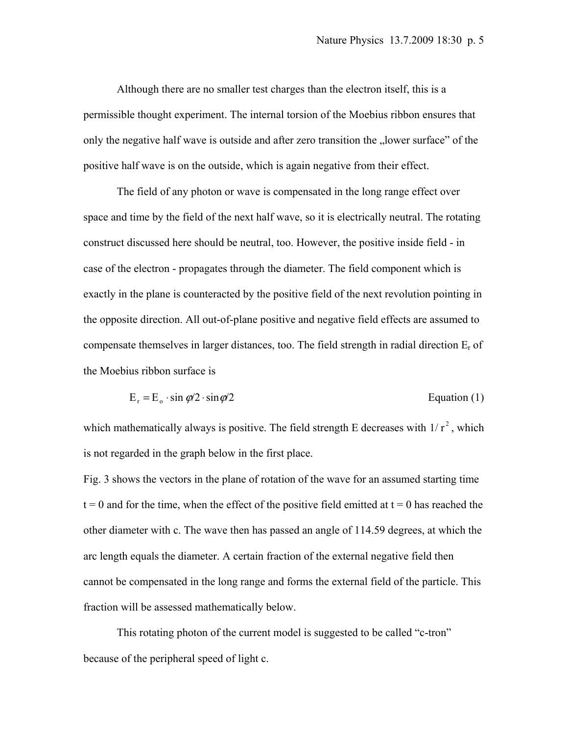Although there are no smaller test charges than the electron itself, this is a permissible thought experiment. The internal torsion of the Moebius ribbon ensures that only the negative half wave is outside and after zero transition the „lower surface" of the positive half wave is on the outside, which is again negative from their effect.

The field of any photon or wave is compensated in the long range effect over space and time by the field of the next half wave, so it is electrically neutral. The rotating construct discussed here should be neutral, too. However, the positive inside field - in case of the electron - propagates through the diameter. The field component which is exactly in the plane is counteracted by the positive field of the next revolution pointing in the opposite direction. All out-of-plane positive and negative field effects are assumed to compensate themselves in larger distances, too. The field strength in radial direction $E_r$ of the Moebius ribbon surface is

$$E_r = E_o \cdot \sin \varphi/2 \cdot \sin \varphi/2 \qquad \text{Equation (1)}$$

which mathematically always is positive. The field strength E decreases with $1/r^2$, which is not regarded in the graph below in the first place.

Fig. 3 shows the vectors in the plane of rotation of the wave for an assumed starting time t = 0 and for the time, when the effect of the positive field emitted at t = 0 has reached the other diameter with c. The wave then has passed an angle of 114.59 degrees, at which the arc length equals the diameter. A certain fraction of the external negative field then cannot be compensated in the long range and forms the external field of the particle. This fraction will be assessed mathematically below.

This rotating photon of the current model is suggested to be called "c-tron" because of the peripheral speed of light c.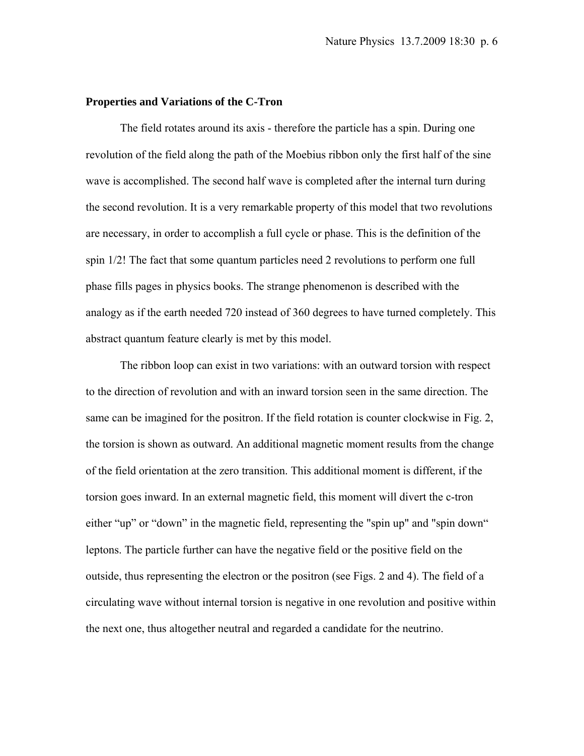**Properties and Variations of the C-Tron**

The field rotates around its axis - therefore the particle has a spin. During one revolution of the field along the path of the Moebius ribbon only the first half of the sine wave is accomplished. The second half wave is completed after the internal turn during the second revolution. It is a very remarkable property of this model that two revolutions are necessary, in order to accomplish a full cycle or phase. This is the definition of the spin 1/2! The fact that some quantum particles need 2 revolutions to perform one full phase fills pages in physics books. The strange phenomenon is described with the analogy as if the earth needed 720 instead of 360 degrees to have turned completely. This abstract quantum feature clearly is met by this model.

The ribbon loop can exist in two variations: with an outward torsion with respect to the direction of revolution and with an inward torsion seen in the same direction. The same can be imagined for the positron. If the field rotation is counter clockwise in Fig. 2, the torsion is shown as outward. An additional magnetic moment results from the change of the field orientation at the zero transition. This additional moment is different, if the torsion goes inward. In an external magnetic field, this moment will divert the c-tron either "up" or "down" in the magnetic field, representing the "spin up" and "spin down" leptons. The particle further can have the negative field or the positive field on the outside, thus representing the electron or the positron (see Figs. 2 and 4). The field of a circulating wave without internal torsion is negative in one revolution and positive within the next one, thus altogether neutral and regarded a candidate for the neutrino.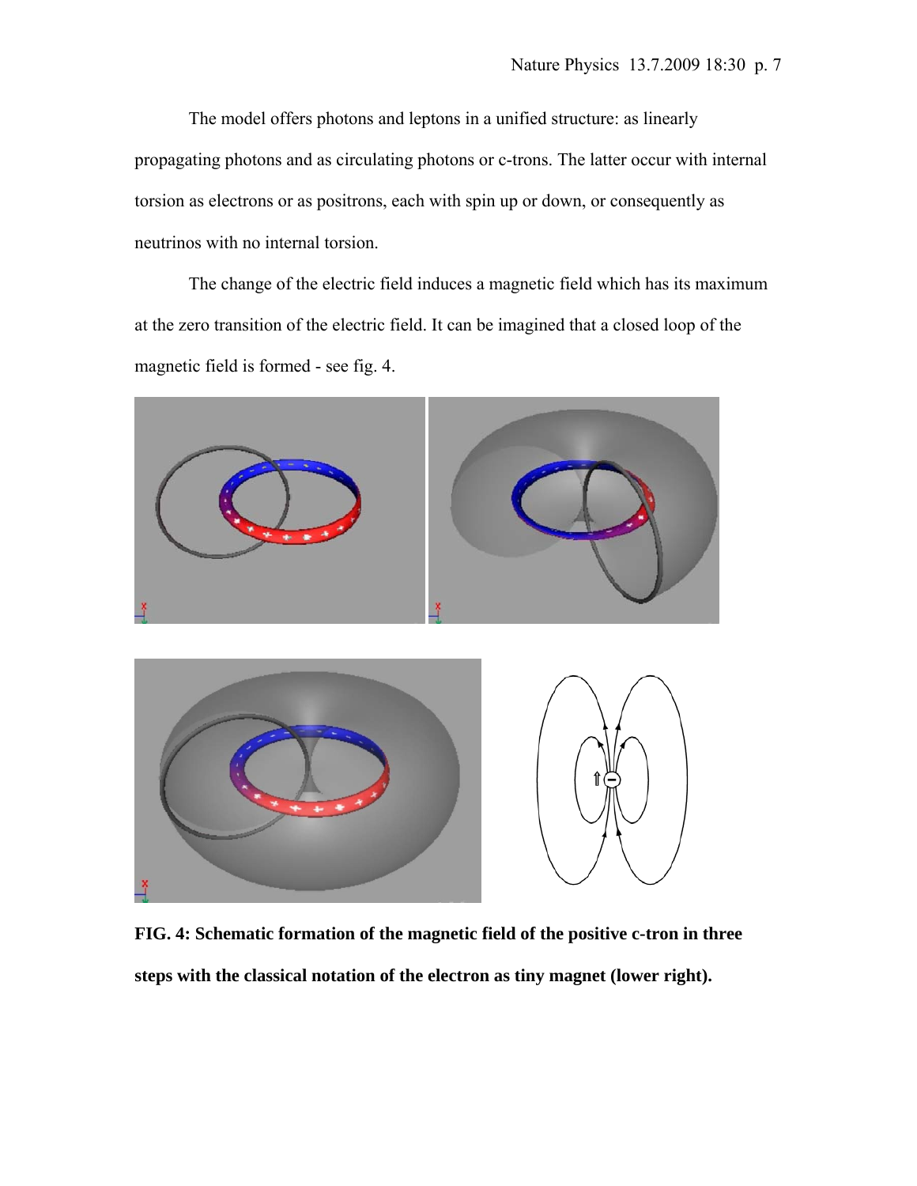The model offers photons and leptons in a unified structure: as linearly propagating photons and as circulating photons or c-trons. The latter occur with internal torsion as electrons or as positrons, each with spin up or down, or consequently as neutrinos with no internal torsion.

The change of the electric field induces a magnetic field which has its maximum at the zero transition of the electric field. It can be imagined that a closed loop of the magnetic field is formed - see fig. 4.

**FIG. 4: Schematic formation of the magnetic field of the positive c-tron in three steps with the classical notation of the electron as tiny magnet (lower right).**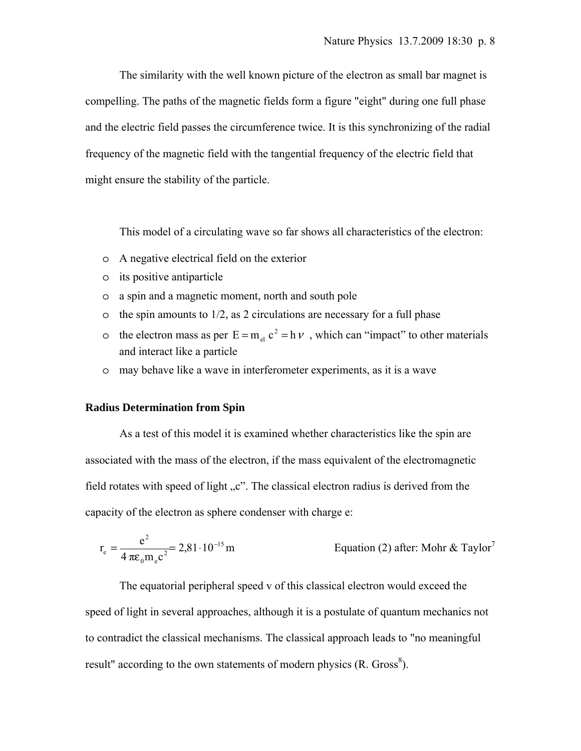The similarity with the well known picture of the electron as small bar magnet is compelling. The paths of the magnetic fields form a figure "eight" during one full phase and the electric field passes the circumference twice. It is this synchronizing of the radial frequency of the magnetic field with the tangential frequency of the electric field that might ensure the stability of the particle.

This model of a circulating wave so far shows all characteristics of the electron:

- A negative electrical field on the exterior
- its positive antiparticle
- a spin and a magnetic moment, north and south pole
- the spin amounts to 1/2, as 2 circulations are necessary for a full phase
- the electron mass as per $E = m_{el} c^2 = h\nu$ , which can "impact" to other materials and interact like a particle
- may behave like a wave in interferometer experiments, as it is a wave

**Radius Determination from Spin**

As a test of this model it is examined whether characteristics like the spin are associated with the mass of the electron, if the mass equivalent of the electromagnetic field rotates with speed of light „c". The classical electron radius is derived from the capacity of the electron as sphere condenser with charge e:

$$r_e = \frac{e^2}{4\pi\varepsilon_0 m_e c^2} = 2{,}81 \cdot 10^{-15}\,\mathrm{m}$$

Equation (2) after: Mohr & Taylor[7]

The equatorial peripheral speed v of this classical electron would exceed the speed of light in several approaches, although it is a postulate of quantum mechanics not to contradict the classical mechanisms. The classical approach leads to "no meaningful result" according to the own statements of modern physics (R. Gross[8]).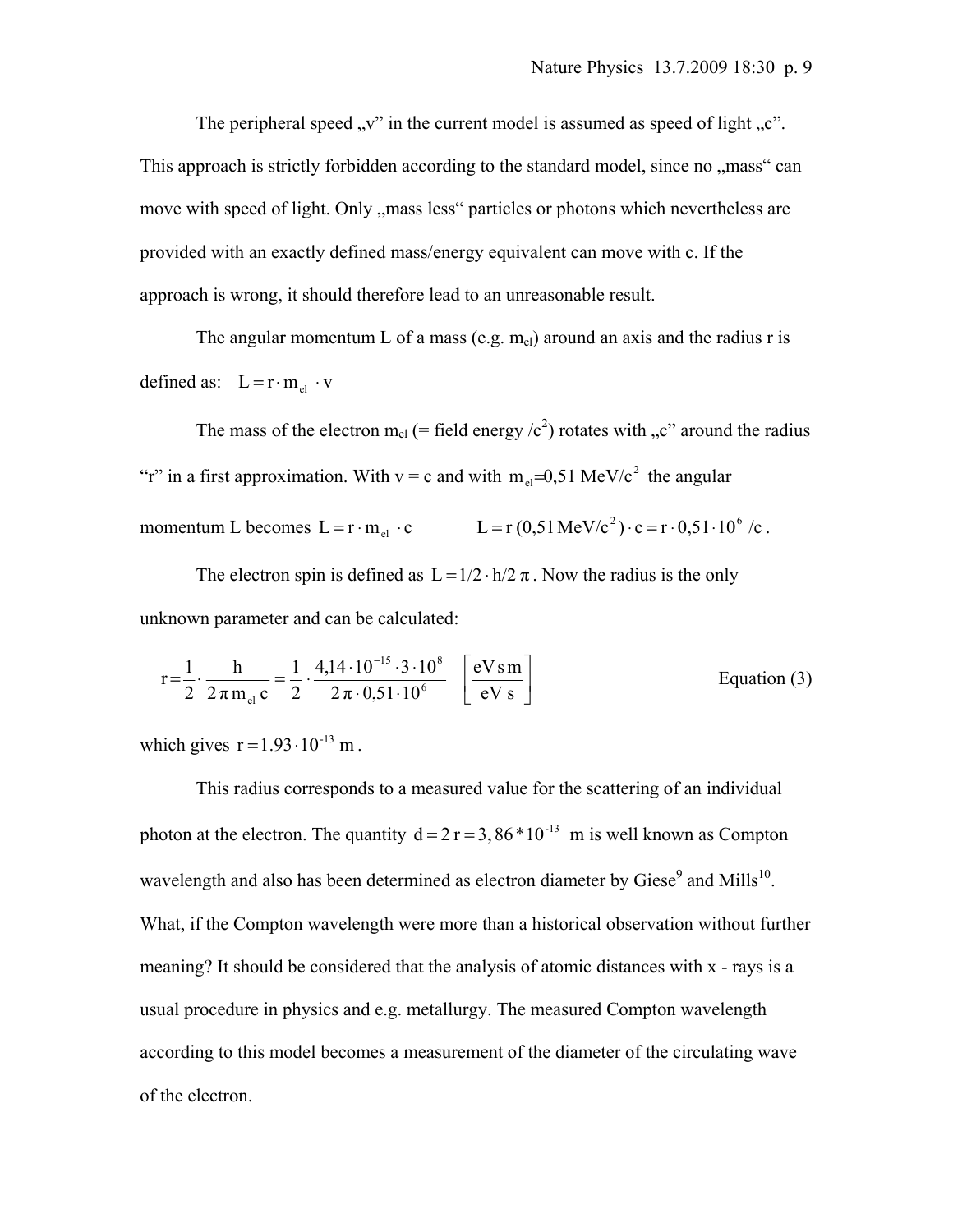The peripheral speed „v” in the current model is assumed as speed of light „c”. This approach is strictly forbidden according to the standard model, since no „mass“ can move with speed of light. Only „mass less“ particles or photons which nevertheless are provided with an exactly defined mass/energy equivalent can move with c. If the approach is wrong, it should therefore lead to an unreasonable result.

The angular momentum L of a mass (e.g. $m_{el}$) around an axis and the radius r is defined as: $L = r \cdot m_{el} \cdot v$

The mass of the electron $m_{el}$ (= field energy /$c^2$) rotates with „c” around the radius “r” in a first approximation. With v = c and with $m_{el}$=0,51 MeV/$c^2$ the angular momentum L becomes $L = r \cdot m_{el} \cdot c$ $\qquad L = r\,(0{,}51\,\text{MeV/c}^2) \cdot c = r \cdot 0{,}51 \cdot 10^6\ /c$ .

The electron spin is defined as $L = 1/2 \cdot h/2\,\pi$ . Now the radius is the only unknown parameter and can be calculated:

$$r = \frac{1}{2} \cdot \frac{h}{2\,\pi\, m_{el}\, c} = \frac{1}{2} \cdot \frac{4{,}14 \cdot 10^{-15} \cdot 3 \cdot 10^{8}}{2\,\pi \cdot 0{,}51 \cdot 10^{6}} \quad \left[\frac{\text{eV s m}}{\text{eV s}}\right] \qquad \text{Equation (3)}$$

which gives $r = 1.93 \cdot 10^{-13}$ m .

This radius corresponds to a measured value for the scattering of an individual photon at the electron. The quantity $d = 2\,r = 3{,}86 * 10^{-13}$ m is well known as Compton wavelength and also has been determined as electron diameter by Giese[9] and Mills[10]. What, if the Compton wavelength were more than a historical observation without further meaning? It should be considered that the analysis of atomic distances with x - rays is a usual procedure in physics and e.g. metallurgy. The measured Compton wavelength according to this model becomes a measurement of the diameter of the circulating wave of the electron.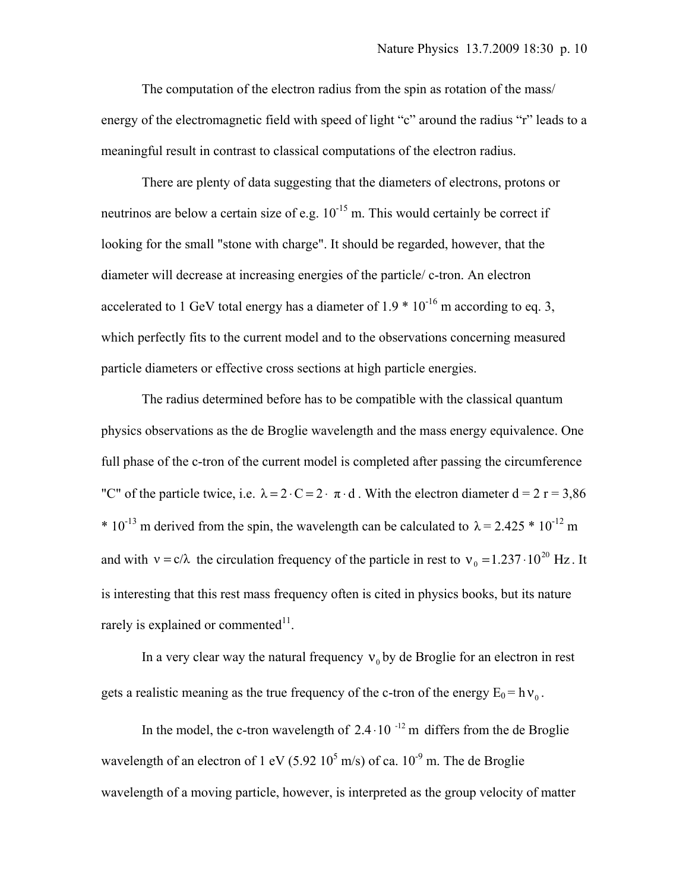The computation of the electron radius from the spin as rotation of the mass/ energy of the electromagnetic field with speed of light "c" around the radius "r" leads to a meaningful result in contrast to classical computations of the electron radius.

There are plenty of data suggesting that the diameters of electrons, protons or neutrinos are below a certain size of e.g. $10^{-15}$ m. This would certainly be correct if looking for the small "stone with charge". It should be regarded, however, that the diameter will decrease at increasing energies of the particle/ c-tron. An electron accelerated to 1 GeV total energy has a diameter of $1.9 * 10^{-16}$ m according to eq. 3, which perfectly fits to the current model and to the observations concerning measured particle diameters or effective cross sections at high particle energies.

The radius determined before has to be compatible with the classical quantum physics observations as the de Broglie wavelength and the mass energy equivalence. One full phase of the c-tron of the current model is completed after passing the circumference "C" of the particle twice, i.e. $\lambda = 2 \cdot C = 2 \cdot \pi \cdot d$. With the electron diameter d = 2 r = $3{,}86 * 10^{-13}$ m derived from the spin, the wavelength can be calculated to $\lambda = 2.425 * 10^{-12}$ m and with $\nu = c/\lambda$ the circulation frequency of the particle in rest to $\nu_0 = 1.237 \cdot 10^{20}$ Hz. It is interesting that this rest mass frequency often is cited in physics books, but its nature rarely is explained or commented[11].

In a very clear way the natural frequency $\nu_0$ by de Broglie for an electron in rest gets a realistic meaning as the true frequency of the c-tron of the energy $E_0 = h\nu_0$.

In the model, the c-tron wavelength of $2.4 \cdot 10^{-12}$ m differs from the de Broglie wavelength of an electron of 1 eV ($5.92\ 10^5$ m/s) of ca. $10^{-9}$ m. The de Broglie wavelength of a moving particle, however, is interpreted as the group velocity of matter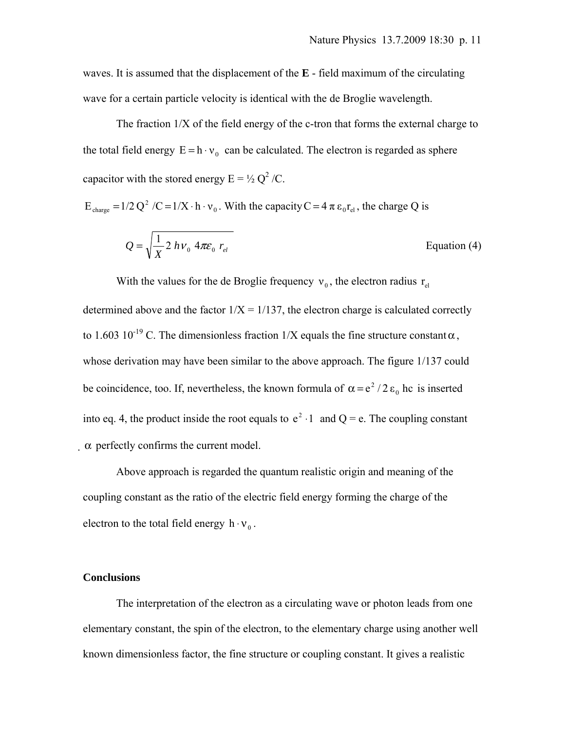waves. It is assumed that the displacement of the **E** - field maximum of the circulating wave for a certain particle velocity is identical with the de Broglie wavelength.

The fraction 1/X of the field energy of the c-tron that forms the external charge to the total field energy $E = h \cdot \nu_0$ can be calculated. The electron is regarded as sphere capacitor with the stored energy E = ½ $Q^2$ /C.

$E_{charge} = 1/2\, Q^2 / C = 1/X \cdot h \cdot \nu_0$. With the capacity $C = 4\,\pi\,\varepsilon_0 r_{el}$, the charge Q is

$$Q = \sqrt{\frac{1}{X} 2\, h\nu_0\, 4\pi\varepsilon_0\, r_{el}} \qquad \text{Equation (4)}$$

With the values for the de Broglie frequency $\nu_0$, the electron radius $r_{el}$ determined above and the factor 1/X = 1/137, the electron charge is calculated correctly to 1.603 $10^{-19}$ C. The dimensionless fraction 1/X equals the fine structure constant $\alpha$, whose derivation may have been similar to the above approach. The figure 1/137 could be coincidence, too. If, nevertheless, the known formula of $\alpha = e^2 / 2\,\varepsilon_0\, hc$ is inserted into eq. 4, the product inside the root equals to $e^2 \cdot 1$ and Q = e. The coupling constant $\alpha$ perfectly confirms the current model.

Above approach is regarded the quantum realistic origin and meaning of the coupling constant as the ratio of the electric field energy forming the charge of the electron to the total field energy $h \cdot \nu_0$.

## Conclusions

The interpretation of the electron as a circulating wave or photon leads from one elementary constant, the spin of the electron, to the elementary charge using another well known dimensionless factor, the fine structure or coupling constant. It gives a realistic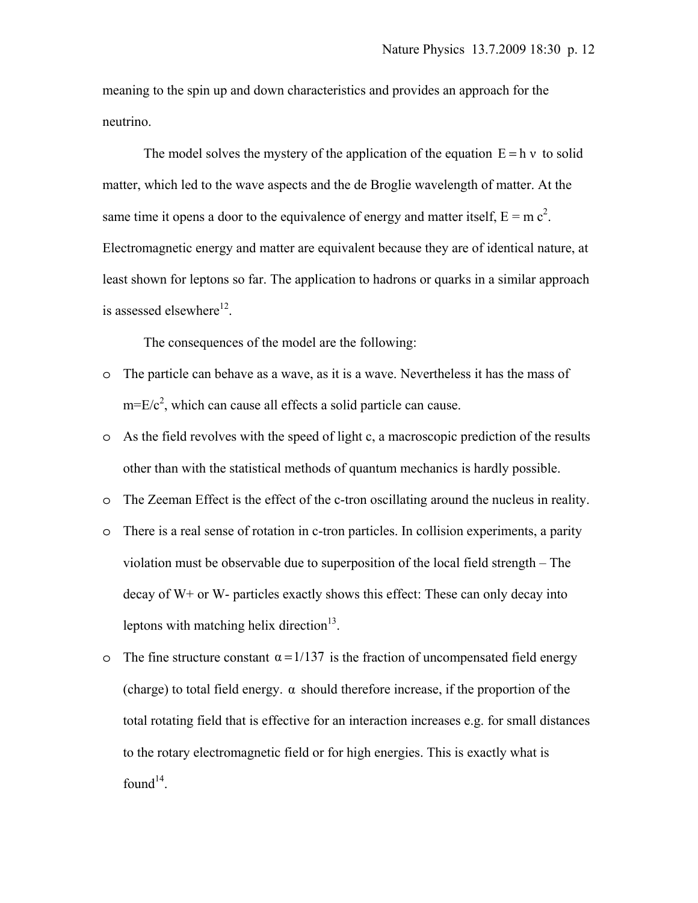meaning to the spin up and down characteristics and provides an approach for the neutrino.

The model solves the mystery of the application of the equation $E = h\,\nu$ to solid matter, which led to the wave aspects and the de Broglie wavelength of matter. At the same time it opens a door to the equivalence of energy and matter itself, $E = m\,c^2$. Electromagnetic energy and matter are equivalent because they are of identical nature, at least shown for leptons so far. The application to hadrons or quarks in a similar approach is assessed elsewhere[12].

The consequences of the model are the following:

- The particle can behave as a wave, as it is a wave. Nevertheless it has the mass of $m=E/c^2$, which can cause all effects a solid particle can cause.
- As the field revolves with the speed of light c, a macroscopic prediction of the results other than with the statistical methods of quantum mechanics is hardly possible.
- The Zeeman Effect is the effect of the c-tron oscillating around the nucleus in reality.
- There is a real sense of rotation in c-tron particles. In collision experiments, a parity violation must be observable due to superposition of the local field strength – The decay of W+ or W- particles exactly shows this effect: These can only decay into leptons with matching helix direction[13].
- The fine structure constant $\alpha = 1/137$ is the fraction of uncompensated field energy (charge) to total field energy. $\alpha$ should therefore increase, if the proportion of the total rotating field that is effective for an interaction increases e.g. for small distances to the rotary electromagnetic field or for high energies. This is exactly what is found[14].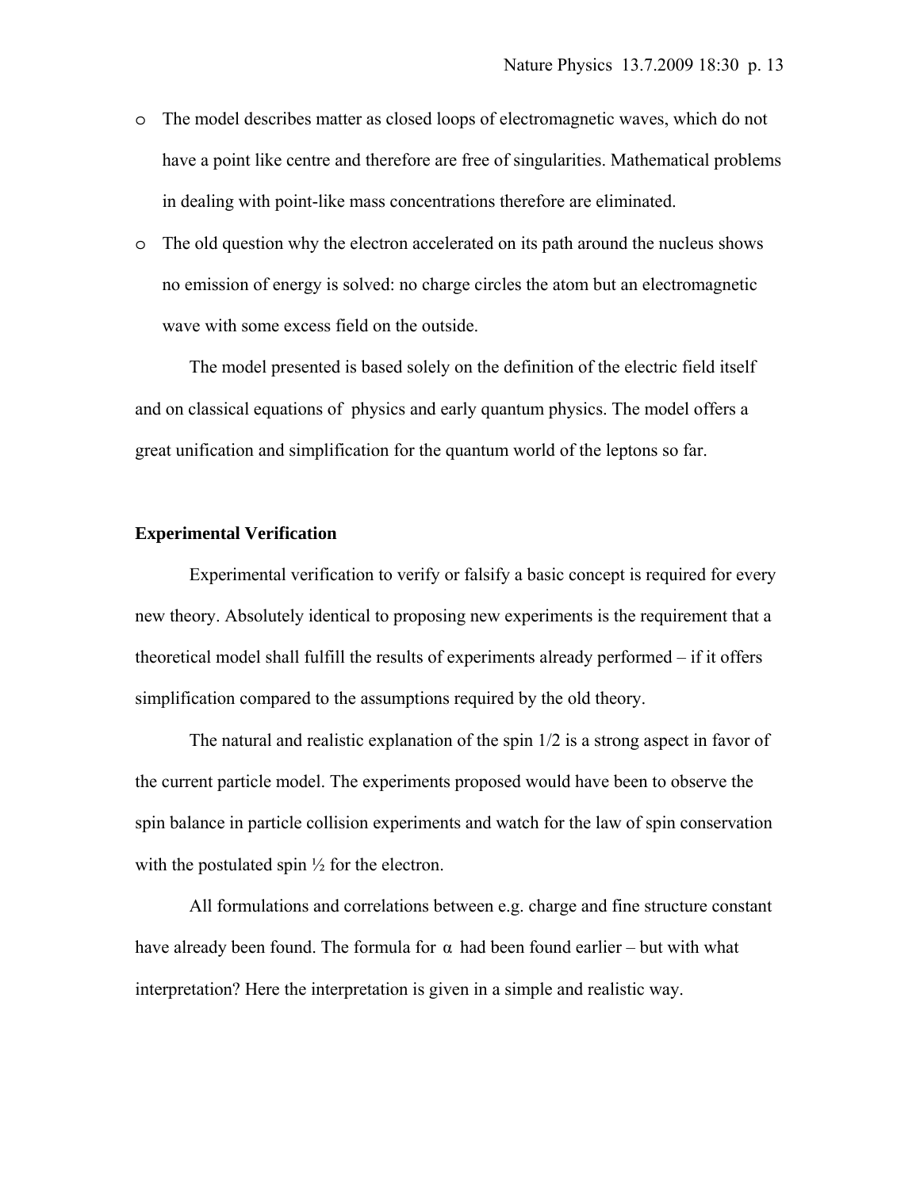- The model describes matter as closed loops of electromagnetic waves, which do not have a point like centre and therefore are free of singularities. Mathematical problems in dealing with point-like mass concentrations therefore are eliminated.
- The old question why the electron accelerated on its path around the nucleus shows no emission of energy is solved: no charge circles the atom but an electromagnetic wave with some excess field on the outside.

The model presented is based solely on the definition of the electric field itself and on classical equations of physics and early quantum physics. The model offers a great unification and simplification for the quantum world of the leptons so far.

### Experimental Verification

Experimental verification to verify or falsify a basic concept is required for every new theory. Absolutely identical to proposing new experiments is the requirement that a theoretical model shall fulfill the results of experiments already performed – if it offers simplification compared to the assumptions required by the old theory.

The natural and realistic explanation of the spin 1/2 is a strong aspect in favor of the current particle model. The experiments proposed would have been to observe the spin balance in particle collision experiments and watch for the law of spin conservation with the postulated spin ½ for the electron.

All formulations and correlations between e.g. charge and fine structure constant have already been found. The formula for $\alpha$ had been found earlier – but with what interpretation? Here the interpretation is given in a simple and realistic way.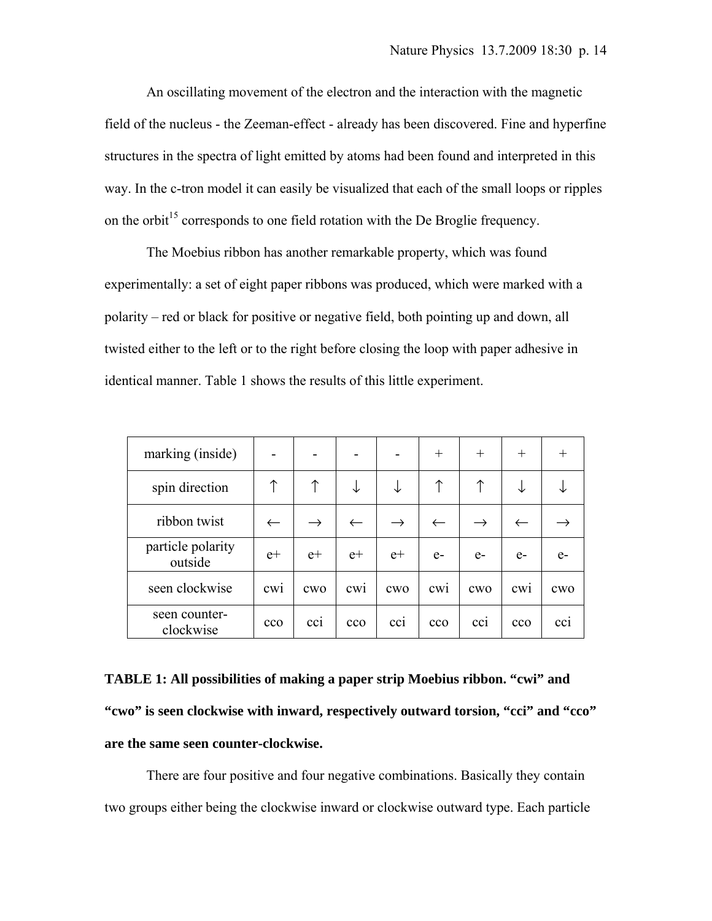An oscillating movement of the electron and the interaction with the magnetic field of the nucleus - the Zeeman-effect - already has been discovered. Fine and hyperfine structures in the spectra of light emitted by atoms had been found and interpreted in this way. In the c-tron model it can easily be visualized that each of the small loops or ripples on the orbit[15] corresponds to one field rotation with the De Broglie frequency.

The Moebius ribbon has another remarkable property, which was found experimentally: a set of eight paper ribbons was produced, which were marked with a polarity – red or black for positive or negative field, both pointing up and down, all twisted either to the left or to the right before closing the loop with paper adhesive in identical manner. Table 1 shows the results of this little experiment.

| marking (inside) | - | - | - | - | + | + | + | + |
|---|---|---|---|---|---|---|---|---|
| spin direction | ↑ | ↑ | ↓ | ↓ | ↑ | ↑ | ↓ | ↓ |
| ribbon twist | ← | → | ← | → | ← | → | ← | → |
| particle polarity outside | e+ | e+ | e+ | e+ | e- | e- | e- | e- |
| seen clockwise | cwi | cwo | cwi | cwo | cwi | cwo | cwi | cwo |
| seen counter-clockwise | cco | cci | cco | cci | cco | cci | cco | cci |

**TABLE 1: All possibilities of making a paper strip Moebius ribbon. "cwi" and "cwo" is seen clockwise with inward, respectively outward torsion, "cci" and "cco" are the same seen counter-clockwise.**

There are four positive and four negative combinations. Basically they contain two groups either being the clockwise inward or clockwise outward type. Each particle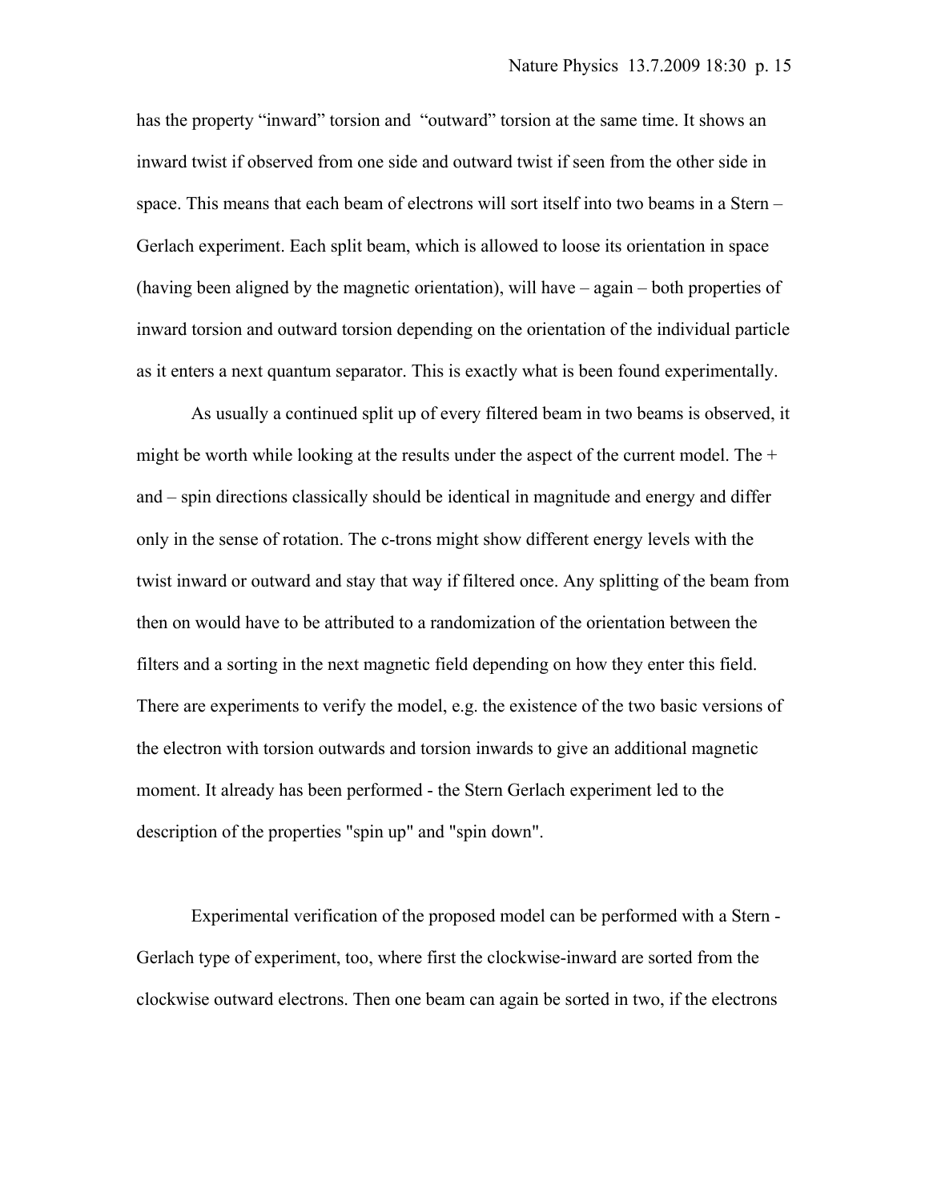has the property “inward” torsion and “outward” torsion at the same time. It shows an inward twist if observed from one side and outward twist if seen from the other side in space. This means that each beam of electrons will sort itself into two beams in a Stern – Gerlach experiment. Each split beam, which is allowed to loose its orientation in space (having been aligned by the magnetic orientation), will have – again – both properties of inward torsion and outward torsion depending on the orientation of the individual particle as it enters a next quantum separator. This is exactly what is been found experimentally.

As usually a continued split up of every filtered beam in two beams is observed, it might be worth while looking at the results under the aspect of the current model. The + and – spin directions classically should be identical in magnitude and energy and differ only in the sense of rotation. The c-trons might show different energy levels with the twist inward or outward and stay that way if filtered once. Any splitting of the beam from then on would have to be attributed to a randomization of the orientation between the filters and a sorting in the next magnetic field depending on how they enter this field. There are experiments to verify the model, e.g. the existence of the two basic versions of the electron with torsion outwards and torsion inwards to give an additional magnetic moment. It already has been performed - the Stern Gerlach experiment led to the description of the properties "spin up" and "spin down".

Experimental verification of the proposed model can be performed with a Stern - Gerlach type of experiment, too, where first the clockwise-inward are sorted from the clockwise outward electrons. Then one beam can again be sorted in two, if the electrons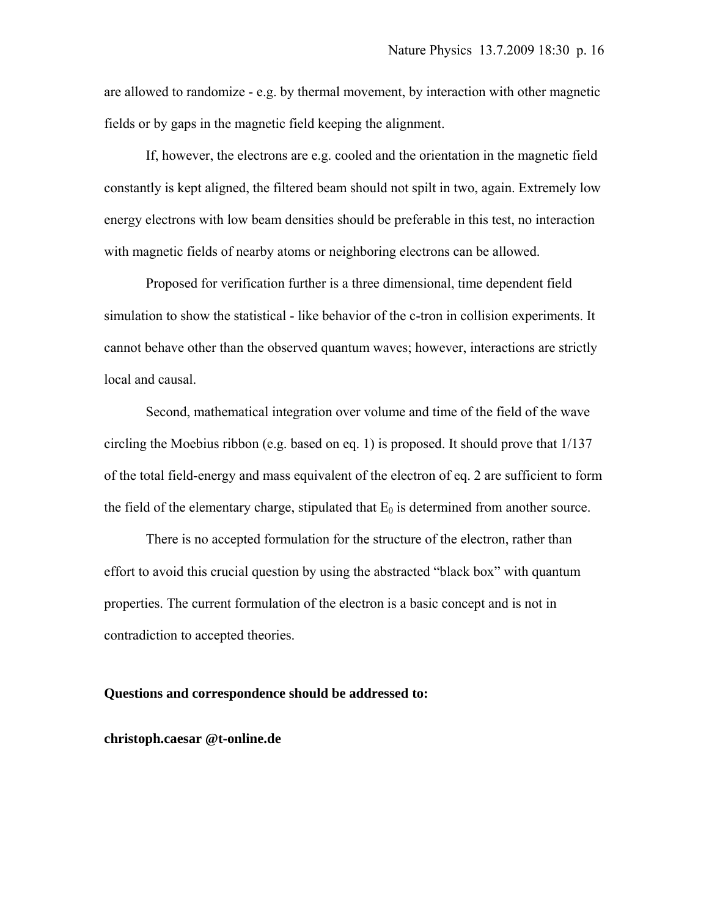are allowed to randomize - e.g. by thermal movement, by interaction with other magnetic fields or by gaps in the magnetic field keeping the alignment.

If, however, the electrons are e.g. cooled and the orientation in the magnetic field constantly is kept aligned, the filtered beam should not spilt in two, again. Extremely low energy electrons with low beam densities should be preferable in this test, no interaction with magnetic fields of nearby atoms or neighboring electrons can be allowed.

Proposed for verification further is a three dimensional, time dependent field simulation to show the statistical - like behavior of the c-tron in collision experiments. It cannot behave other than the observed quantum waves; however, interactions are strictly local and causal.

Second, mathematical integration over volume and time of the field of the wave circling the Moebius ribbon (e.g. based on eq. 1) is proposed. It should prove that 1/137 of the total field-energy and mass equivalent of the electron of eq. 2 are sufficient to form the field of the elementary charge, stipulated that $E_0$ is determined from another source.

There is no accepted formulation for the structure of the electron, rather than effort to avoid this crucial question by using the abstracted "black box" with quantum properties. The current formulation of the electron is a basic concept and is not in contradiction to accepted theories.

**Questions and correspondence should be addressed to:**

**christoph.caesar @t-online.de**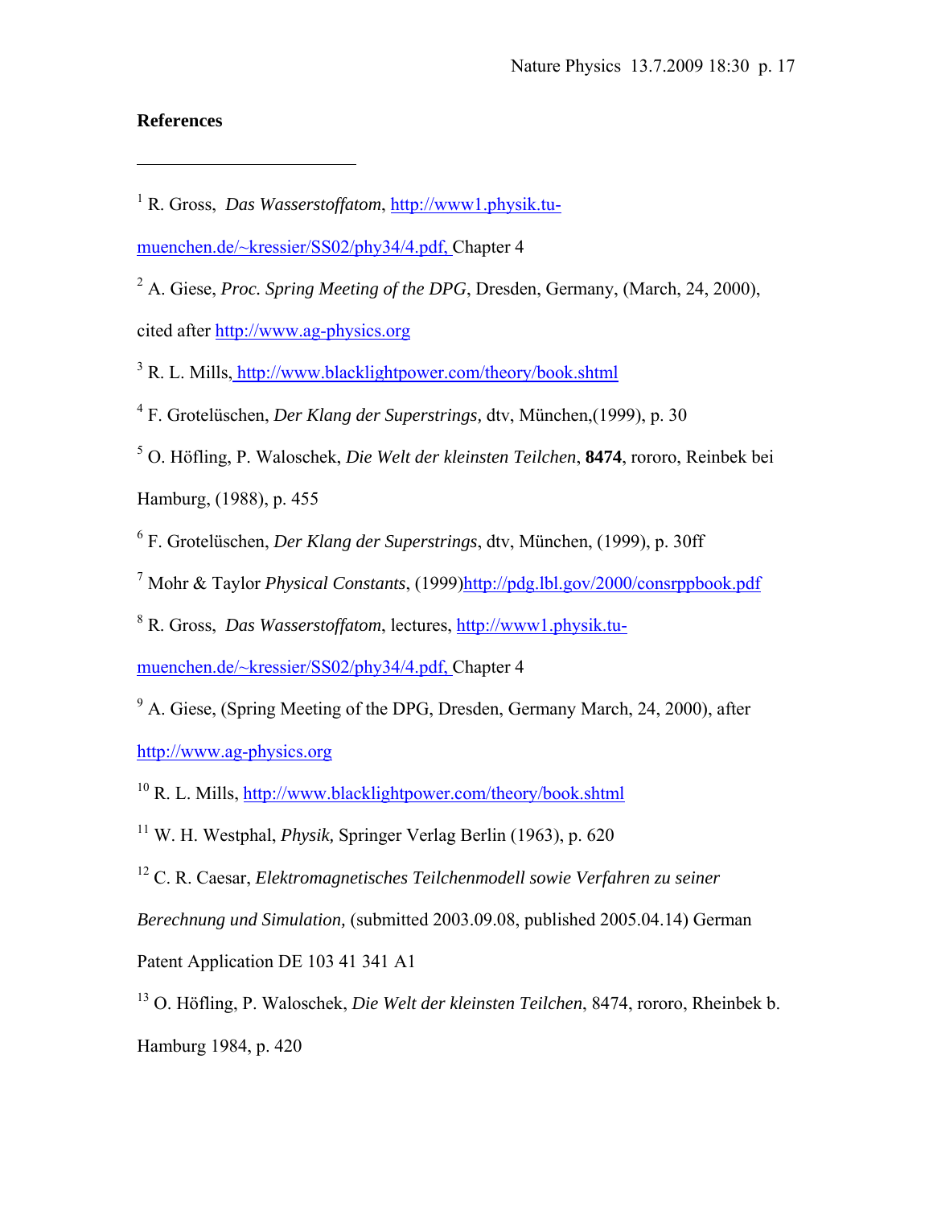**References**

[1] R. Gross, *Das Wasserstoffatom*, http://www1.physik.tu-muenchen.de/~kressier/SS02/phy34/4.pdf, Chapter 4

[2] A. Giese, *Proc. Spring Meeting of the DPG*, Dresden, Germany, (March, 24, 2000), cited after http://www.ag-physics.org

[3] R. L. Mills, http://www.blacklightpower.com/theory/book.shtml

[4] F. Grotelüschen, *Der Klang der Superstrings,* dtv, München,(1999), p. 30

[5] O. Höfling, P. Waloschek, *Die Welt der kleinsten Teilchen*, **8474**, rororo, Reinbek bei Hamburg, (1988), p. 455

[6] F. Grotelüschen, *Der Klang der Superstrings*, dtv, München, (1999), p. 30ff

[7] Mohr & Taylor *Physical Constants*, (1999)http://pdg.lbl.gov/2000/consrppbook.pdf

[8] R. Gross, *Das Wasserstoffatom*, lectures, http://www1.physik.tu-muenchen.de/~kressier/SS02/phy34/4.pdf, Chapter 4

[9] A. Giese, (Spring Meeting of the DPG, Dresden, Germany March, 24, 2000), after http://www.ag-physics.org

[10] R. L. Mills, http://www.blacklightpower.com/theory/book.shtml

[11] W. H. Westphal, *Physik,* Springer Verlag Berlin (1963), p. 620

[12] C. R. Caesar, *Elektromagnetisches Teilchenmodell sowie Verfahren zu seiner Berechnung und Simulation,* (submitted 2003.09.08, published 2005.04.14) German Patent Application DE 103 41 341 A1

[13] O. Höfling, P. Waloschek, *Die Welt der kleinsten Teilchen*, 8474, rororo, Rheinbek b. Hamburg 1984, p. 420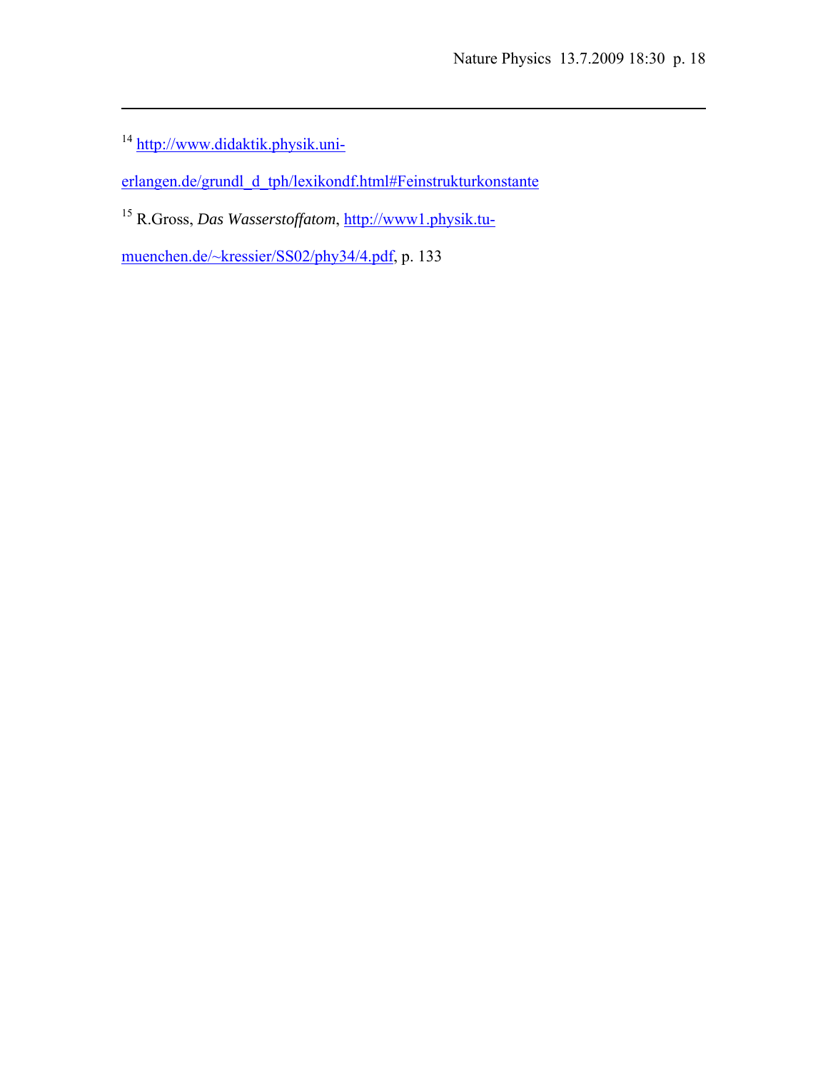[14] http://www.didaktik.physik.uni-erlangen.de/grundl_d_tph/lexikondf.html#Feinstrukturkonstante

[15] R.Gross, *Das Wasserstoffatom*, http://www1.physik.tu-muenchen.de/~kressier/SS02/phy34/4.pdf, p. 133